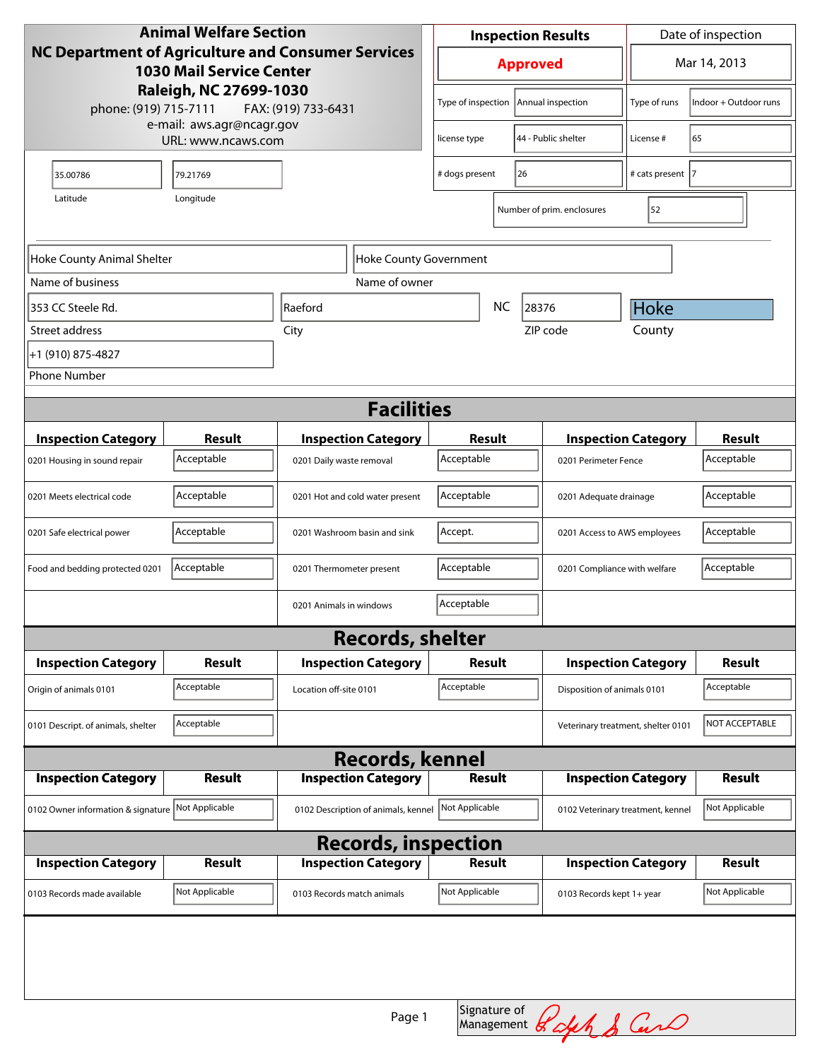**Animal Welfare Section**
**NC Department of Agriculture and Consumer Services**
**1030 Mail Service Center**
**Raleigh, NC 27699-1030**
phone: (919) 715-7111 FAX: (919) 733-6431
e-mail: aws.agr@ncagr.gov
URL: www.ncaws.com

| Inspection Results | Date of inspection |
|---|---|
| **Approved** | Mar 14, 2013 |

| | | | |
|---|---|---|---|
| Type of inspection | Annual inspection | Type of runs | Indoor + Outdoor runs |
| license type | 44 - Public shelter | License # | 65 |
| # dogs present | 26 | # cats present | 7 |
| Number of prim. enclosures | 52 | | |

| Latitude | Longitude |
|---|---|
| 35.00786 | 79.21769 |

| Name of business | Name of owner |
|---|---|
| Hoke County Animal Shelter | Hoke County Government |

| Street address | City | State | ZIP code | County |
|---|---|---|---|---|
| 353 CC Steele Rd. | Raeford | NC | 28376 | Hoke |

Phone Number: +1 (910) 875-4827

## Facilities

| Inspection Category | Result | Inspection Category | Result | Inspection Category | Result |
|---|---|---|---|---|---|
| 0201 Housing in sound repair | Acceptable | 0201 Daily waste removal | Acceptable | 0201 Perimeter Fence | Acceptable |
| 0201 Meets electrical code | Acceptable | 0201 Hot and cold water present | Acceptable | 0201 Adequate drainage | Acceptable |
| 0201 Safe electrical power | Acceptable | 0201 Washroom basin and sink | Accept. | 0201 Access to AWS employees | Acceptable |
| Food and bedding protected 0201 | Acceptable | 0201 Thermometer present | Acceptable | 0201 Compliance with welfare | Acceptable |
| | | 0201 Animals in windows | Acceptable | | |

## Records, shelter

| Inspection Category | Result | Inspection Category | Result | Inspection Category | Result |
|---|---|---|---|---|---|
| Origin of animals 0101 | Acceptable | Location off-site 0101 | Acceptable | Disposition of animals 0101 | Acceptable |
| 0101 Descript. of animals, shelter | Acceptable | | | Veterinary treatment, shelter 0101 | NOT ACCEPTABLE |

## Records, kennel

| Inspection Category | Result | Inspection Category | Result | Inspection Category | Result |
|---|---|---|---|---|---|
| 0102 Owner information & signature | Not Applicable | 0102 Description of animals, kennel | Not Applicable | 0102 Veterinary treatment, kennel | Not Applicable |

## Records, inspection

| Inspection Category | Result | Inspection Category | Result | Inspection Category | Result |
|---|---|---|---|---|---|
| 0103 Records made available | Not Applicable | 0103 Records match animals | Not Applicable | 0103 Records kept 1+ year | Not Applicable |

Signature of Management: Ralph S Carr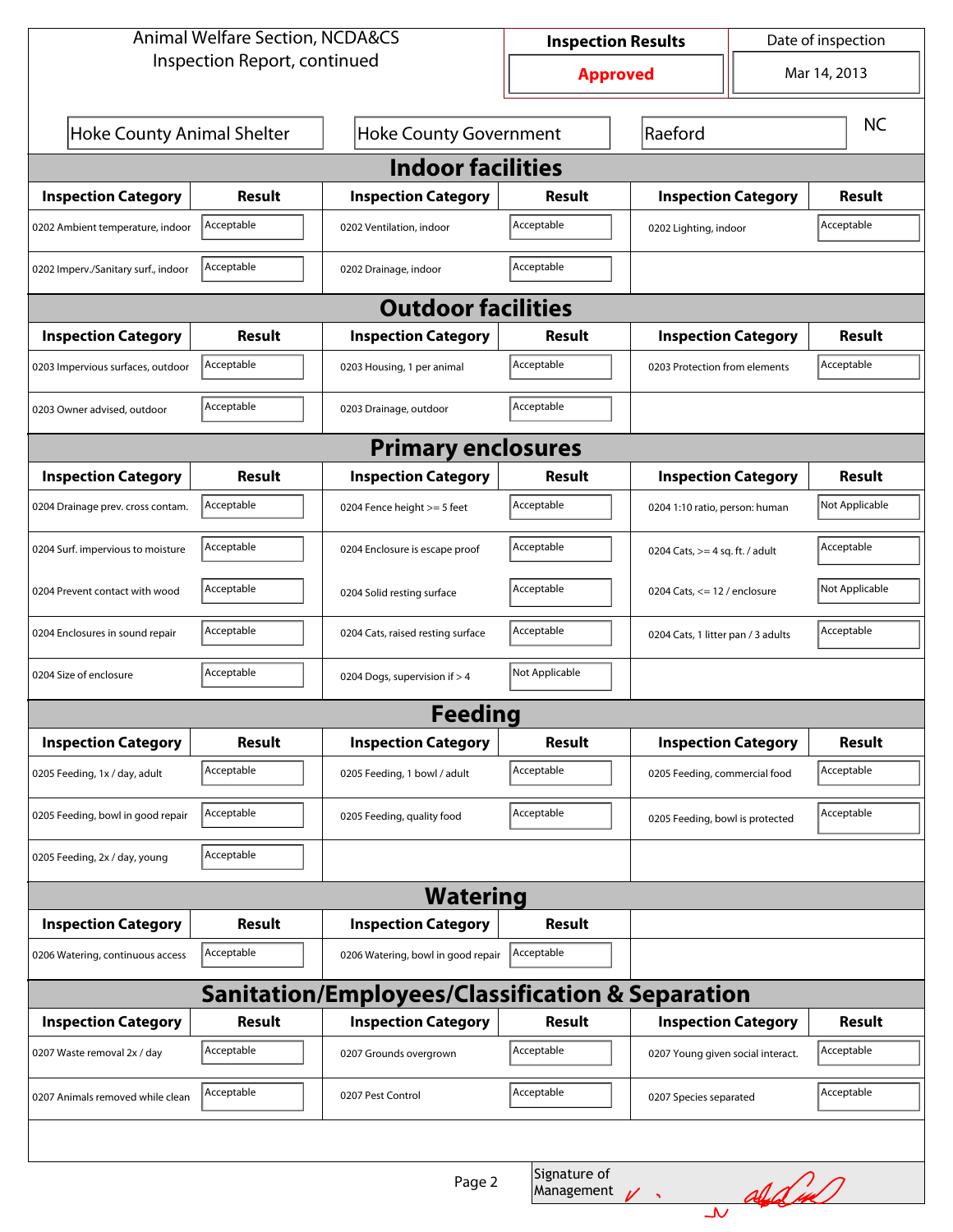Animal Welfare Section, NCDA&CS
Inspection Report, continued

| Inspection Results | Date of inspection |
| --- | --- |
| Approved | Mar 14, 2013 |

Hoke County Animal Shelter | Hoke County Government | Raeford | NC

## Indoor facilities

| Inspection Category | Result | Inspection Category | Result | Inspection Category | Result |
| --- | --- | --- | --- | --- | --- |
| 0202 Ambient temperature, indoor | Acceptable | 0202 Ventilation, indoor | Acceptable | 0202 Lighting, indoor | Acceptable |
| 0202 Imperv./Sanitary surf., indoor | Acceptable | 0202 Drainage, indoor | Acceptable | | |

## Outdoor facilities

| Inspection Category | Result | Inspection Category | Result | Inspection Category | Result |
| --- | --- | --- | --- | --- | --- |
| 0203 Impervious surfaces, outdoor | Acceptable | 0203 Housing, 1 per animal | Acceptable | 0203 Protection from elements | Acceptable |
| 0203 Owner advised, outdoor | Acceptable | 0203 Drainage, outdoor | Acceptable | | |

## Primary enclosures

| Inspection Category | Result | Inspection Category | Result | Inspection Category | Result |
| --- | --- | --- | --- | --- | --- |
| 0204 Drainage prev. cross contam. | Acceptable | 0204 Fence height >= 5 feet | Acceptable | 0204 1:10 ratio, person: human | Not Applicable |
| 0204 Surf. impervious to moisture | Acceptable | 0204 Enclosure is escape proof | Acceptable | 0204 Cats, >= 4 sq. ft. / adult | Acceptable |
| 0204 Prevent contact with wood | Acceptable | 0204 Solid resting surface | Acceptable | 0204 Cats, <= 12 / enclosure | Not Applicable |
| 0204 Enclosures in sound repair | Acceptable | 0204 Cats, raised resting surface | Acceptable | 0204 Cats, 1 litter pan / 3 adults | Acceptable |
| 0204 Size of enclosure | Acceptable | 0204 Dogs, supervision if > 4 | Not Applicable | | |

## Feeding

| Inspection Category | Result | Inspection Category | Result | Inspection Category | Result |
| --- | --- | --- | --- | --- | --- |
| 0205 Feeding, 1x / day, adult | Acceptable | 0205 Feeding, 1 bowl / adult | Acceptable | 0205 Feeding, commercial food | Acceptable |
| 0205 Feeding, bowl in good repair | Acceptable | 0205 Feeding, quality food | Acceptable | 0205 Feeding, bowl is protected | Acceptable |
| 0205 Feeding, 2x / day, young | Acceptable | | | | |

## Watering

| Inspection Category | Result | Inspection Category | Result |
| --- | --- | --- | --- |
| 0206 Watering, continuous access | Acceptable | 0206 Watering, bowl in good repair | Acceptable |

## Sanitation/Employees/Classification & Separation

| Inspection Category | Result | Inspection Category | Result | Inspection Category | Result |
| --- | --- | --- | --- | --- | --- |
| 0207 Waste removal 2x / day | Acceptable | 0207 Grounds overgrown | Acceptable | 0207 Young given social interact. | Acceptable |
| 0207 Animals removed while clean | Acceptable | 0207 Pest Control | Acceptable | 0207 Species separated | Acceptable |

Signature of Management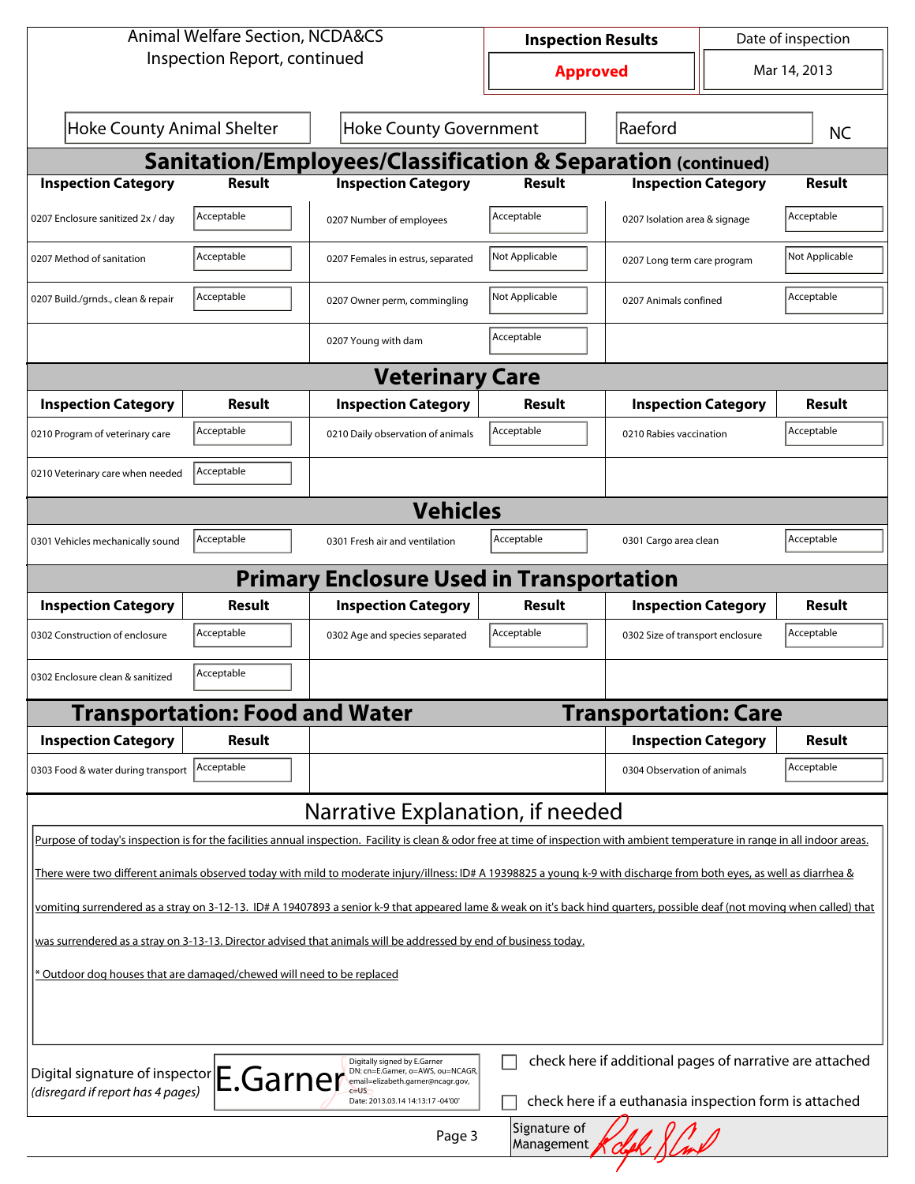Animal Welfare Section, NCDA&CS
Inspection Report, continued

| Inspection Results | Date of inspection |
|---|---|
| **Approved** | Mar 14, 2013 |

| Hoke County Animal Shelter | Hoke County Government | Raeford | NC |
|---|---|---|---|

## Sanitation/Employees/Classification & Separation (continued)

| Inspection Category | Result | Inspection Category | Result | Inspection Category | Result |
|---|---|---|---|---|---|
| 0207 Enclosure sanitized 2x / day | Acceptable | 0207 Number of employees | Acceptable | 0207 Isolation area & signage | Acceptable |
| 0207 Method of sanitation | Acceptable | 0207 Females in estrus, separated | Not Applicable | 0207 Long term care program | Not Applicable |
| 0207 Build./grnds., clean & repair | Acceptable | 0207 Owner perm, commingling | Not Applicable | 0207 Animals confined | Acceptable |
| | | 0207 Young with dam | Acceptable | | |

## Veterinary Care

| Inspection Category | Result | Inspection Category | Result | Inspection Category | Result |
|---|---|---|---|---|---|
| 0210 Program of veterinary care | Acceptable | 0210 Daily observation of animals | Acceptable | 0210 Rabies vaccination | Acceptable |
| 0210 Veterinary care when needed | Acceptable | | | | |

## Vehicles

| Inspection Category | Result | Inspection Category | Result | Inspection Category | Result |
|---|---|---|---|---|---|
| 0301 Vehicles mechanically sound | Acceptable | 0301 Fresh air and ventilation | Acceptable | 0301 Cargo area clean | Acceptable |

## Primary Enclosure Used in Transportation

| Inspection Category | Result | Inspection Category | Result | Inspection Category | Result |
|---|---|---|---|---|---|
| 0302 Construction of enclosure | Acceptable | 0302 Age and species separated | Acceptable | 0302 Size of transport enclosure | Acceptable |
| 0302 Enclosure clean & sanitized | Acceptable | | | | |

## Transportation: Food and Water / Transportation: Care

| Inspection Category | Result | | Inspection Category | Result |
|---|---|---|---|---|
| 0303 Food & water during transport | Acceptable | | 0304 Observation of animals | Acceptable |

## Narrative Explanation, if needed

Purpose of today's inspection is for the facilities annual inspection. Facility is clean & odor free at time of inspection with ambient temperature in range in all indoor areas.

There were two different animals observed today with mild to moderate injury/illness: ID# A 19398825 a young k-9 with discharge from both eyes, as well as diarrhea & vomiting surrendered as a stray on 3-12-13. ID# A 19407893 a senior k-9 that appeared lame & weak on it's back hind quarters, possible deaf (not moving when called) that was surrendered as a stray on 3-13-13. Director advised that animals will be addressed by end of business today.

* Outdoor dog houses that are damaged/chewed will need to be replaced

Digital signature of inspector *(disregard if report has 4 pages)*: E.Garner — Digitally signed by E.Garner DN: cn=E.Garner, o=AWS, ou=NCAGR, email=elizabeth.garner@ncagr.gov, c=US Date: 2013.03.14 14:13:17 -04'00'

☐ check here if additional pages of narrative are attached

☐ check here if a euthanasia inspection form is attached

Signature of Management: [signature]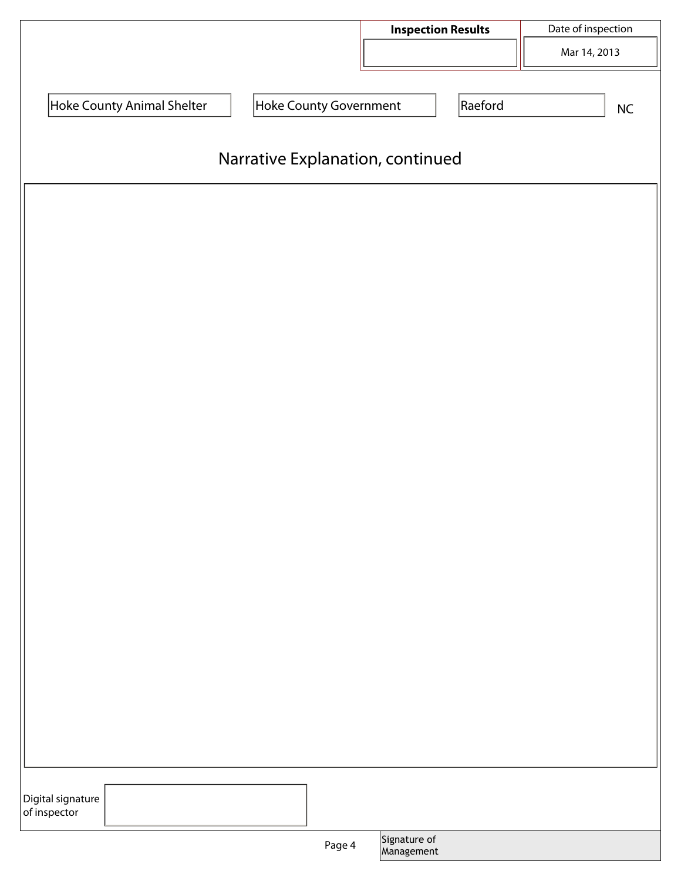| Inspection Results | Date of inspection |
|---|---|
| | Mar 14, 2013 |

| | | | |
|---|---|---|---|
| Hoke County Animal Shelter | Hoke County Government | Raeford | NC |

## Narrative Explanation, continued

Digital signature of inspector

Signature of Management